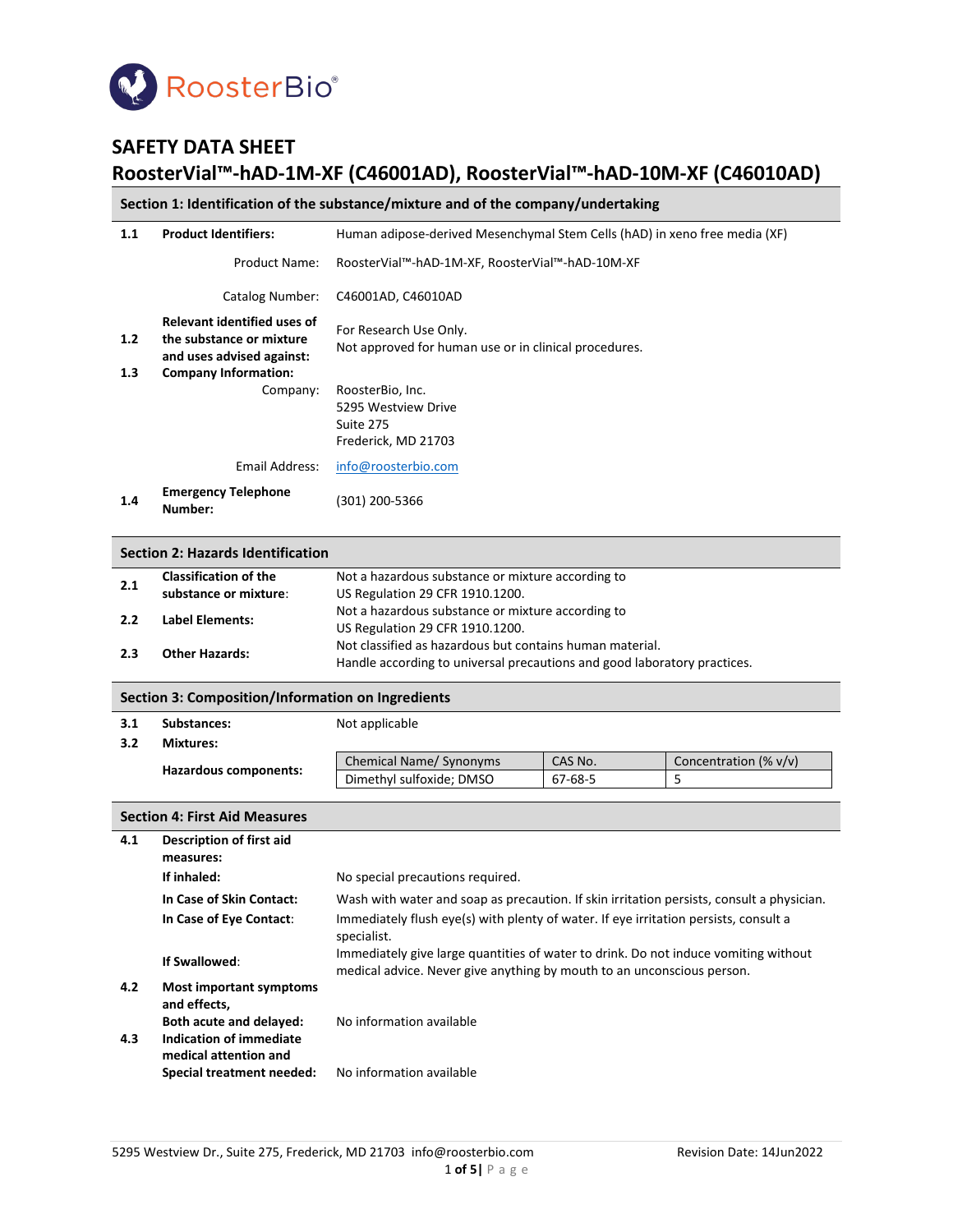RoosterBio®

# SAFETY DATA SHEET

# RoosterVial™-hAD-1M-XF (C46001AD), RoosterVial™-hAD-10M-XF (C46010AD)

## Section 1: Identification of the substance/mixture and of the company/undertaking

| | | |
|---|---|---|
| **1.1** | **Product Identifiers:** | Human adipose-derived Mesenchymal Stem Cells (hAD) in xeno free media (XF) |
| | Product Name: | RoosterVial™-hAD-1M-XF, RoosterVial™-hAD-10M-XF |
| | Catalog Number: | C46001AD, C46010AD |
| **1.2** | **Relevant identified uses of the substance or mixture and uses advised against:** | For Research Use Only.<br>Not approved for human use or in clinical procedures. |
| **1.3** | **Company Information:** | |
| | Company: | RoosterBio, Inc.<br>5295 Westview Drive<br>Suite 275<br>Frederick, MD 21703 |
| | Email Address: | info@roosterbio.com |
| **1.4** | **Emergency Telephone Number:** | (301) 200-5366 |

## Section 2: Hazards Identification

| | | |
|---|---|---|
| **2.1** | **Classification of the substance or mixture:** | Not a hazardous substance or mixture according to US Regulation 29 CFR 1910.1200. |
| **2.2** | **Label Elements:** | Not a hazardous substance or mixture according to US Regulation 29 CFR 1910.1200. |
| **2.3** | **Other Hazards:** | Not classified as hazardous but contains human material.<br>Handle according to universal precautions and good laboratory practices. |

## Section 3: Composition/Information on Ingredients

**3.1 Substances:** Not applicable

**3.2 Mixtures:**

**Hazardous components:**

| Chemical Name/ Synonyms | CAS No. | Concentration (% v/v) |
|---|---|---|
| Dimethyl sulfoxide; DMSO | 67-68-5 | 5 |

## Section 4: First Aid Measures

| | | |
|---|---|---|
| **4.1** | **Description of first aid measures:** | |
| | **If inhaled:** | No special precautions required. |
| | **In Case of Skin Contact:** | Wash with water and soap as precaution. If skin irritation persists, consult a physician. |
| | **In Case of Eye Contact:** | Immediately flush eye(s) with plenty of water. If eye irritation persists, consult a specialist. |
| | **If Swallowed:** | Immediately give large quantities of water to drink. Do not induce vomiting without medical advice. Never give anything by mouth to an unconscious person. |
| **4.2** | **Most important symptoms and effects, Both acute and delayed:** | No information available |
| **4.3** | **Indication of immediate medical attention and Special treatment needed:** | No information available |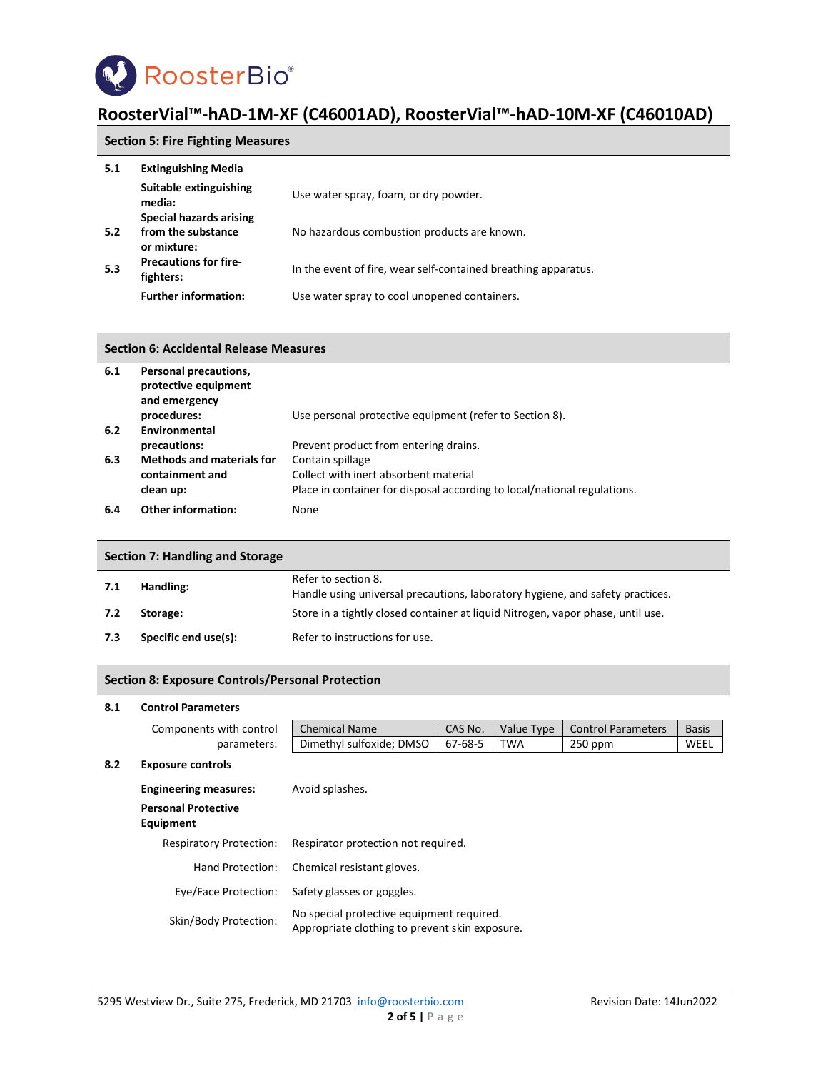## Section 5: Fire Fighting Measures

| | | |
|---|---|---|
| **5.1** | **Extinguishing Media** | |
| | **Suitable extinguishing media:** | Use water spray, foam, or dry powder. |
| **5.2** | **Special hazards arising from the substance or mixture:** | No hazardous combustion products are known. |
| **5.3** | **Precautions for fire-fighters:** | In the event of fire, wear self-contained breathing apparatus. |
| | **Further information:** | Use water spray to cool unopened containers. |

## Section 6: Accidental Release Measures

| | | |
|---|---|---|
| **6.1** | **Personal precautions, protective equipment and emergency procedures:** | Use personal protective equipment (refer to Section 8). |
| **6.2** | **Environmental precautions:** | Prevent product from entering drains. |
| **6.3** | **Methods and materials for containment and clean up:** | Contain spillage<br>Collect with inert absorbent material<br>Place in container for disposal according to local/national regulations. |
| **6.4** | **Other information:** | None |

## Section 7: Handling and Storage

| | | |
|---|---|---|
| **7.1** | **Handling:** | Refer to section 8.<br>Handle using universal precautions, laboratory hygiene, and safety practices. |
| **7.2** | **Storage:** | Store in a tightly closed container at liquid Nitrogen, vapor phase, until use. |
| **7.3** | **Specific end use(s):** | Refer to instructions for use. |

## Section 8: Exposure Controls/Personal Protection

**8.1 Control Parameters**

Components with control parameters:

| Chemical Name | CAS No. | Value Type | Control Parameters | Basis |
|---|---|---|---|---|
| Dimethyl sulfoxide; DMSO | 67-68-5 | TWA | 250 ppm | WEEL |

**8.2 Exposure controls**

| | |
|---|---|
| **Engineering measures:** | Avoid splashes. |
| **Personal Protective Equipment** | |
| Respiratory Protection: | Respirator protection not required. |
| Hand Protection: | Chemical resistant gloves. |
| Eye/Face Protection: | Safety glasses or goggles. |
| Skin/Body Protection: | No special protective equipment required.<br>Appropriate clothing to prevent skin exposure. |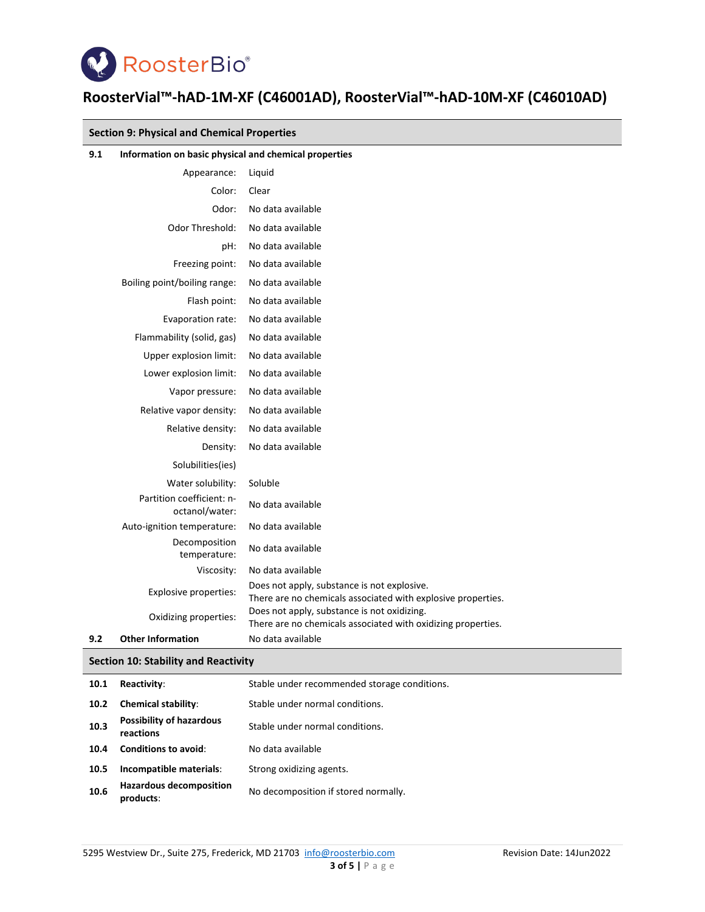## Section 9: Physical and Chemical Properties

**9.1 Information on basic physical and chemical properties**

| Property | Value |
|---|---|
| Appearance: | Liquid |
| Color: | Clear |
| Odor: | No data available |
| Odor Threshold: | No data available |
| pH: | No data available |
| Freezing point: | No data available |
| Boiling point/boiling range: | No data available |
| Flash point: | No data available |
| Evaporation rate: | No data available |
| Flammability (solid, gas) | No data available |
| Upper explosion limit: | No data available |
| Lower explosion limit: | No data available |
| Vapor pressure: | No data available |
| Relative vapor density: | No data available |
| Relative density: | No data available |
| Density: | No data available |
| Solubilities(ies) | |
| Water solubility: | Soluble |
| Partition coefficient: n-octanol/water: | No data available |
| Auto-ignition temperature: | No data available |
| Decomposition temperature: | No data available |
| Viscosity: | No data available |
| Explosive properties: | Does not apply, substance is not explosive. There are no chemicals associated with explosive properties. |
| Oxidizing properties: | Does not apply, substance is not oxidizing. There are no chemicals associated with oxidizing properties. |

**9.2 Other Information** No data available

## Section 10: Stability and Reactivity

| | | |
|---|---|---|
| 10.1 | **Reactivity**: | Stable under recommended storage conditions. |
| 10.2 | **Chemical stability**: | Stable under normal conditions. |
| 10.3 | **Possibility of hazardous reactions** | Stable under normal conditions. |
| 10.4 | **Conditions to avoid**: | No data available |
| 10.5 | **Incompatible materials**: | Strong oxidizing agents. |
| 10.6 | **Hazardous decomposition products**: | No decomposition if stored normally. |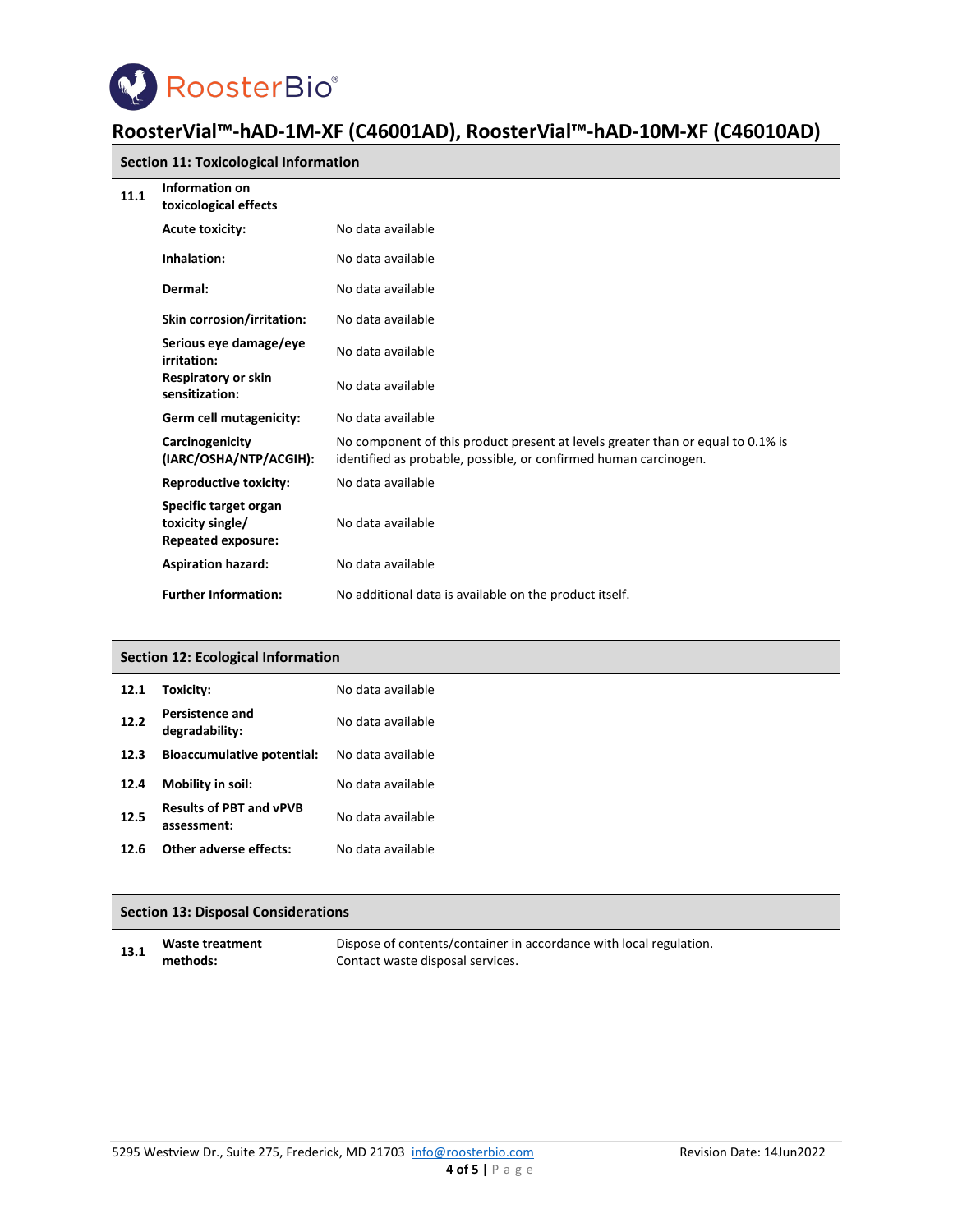## RoosterVial™-hAD-1M-XF (C46001AD), RoosterVial™-hAD-10M-XF (C46010AD)

### Section 11: Toxicological Information

| | | |
|---|---|---|
| 11.1 | **Information on toxicological effects** | |
| | **Acute toxicity:** | No data available |
| | **Inhalation:** | No data available |
| | **Dermal:** | No data available |
| | **Skin corrosion/irritation:** | No data available |
| | **Serious eye damage/eye irritation:** | No data available |
| | **Respiratory or skin sensitization:** | No data available |
| | **Germ cell mutagenicity:** | No data available |
| | **Carcinogenicity (IARC/OSHA/NTP/ACGIH):** | No component of this product present at levels greater than or equal to 0.1% is identified as probable, possible, or confirmed human carcinogen. |
| | **Reproductive toxicity:** | No data available |
| | **Specific target organ toxicity single/ Repeated exposure:** | No data available |
| | **Aspiration hazard:** | No data available |
| | **Further Information:** | No additional data is available on the product itself. |

### Section 12: Ecological Information

| | | |
|---|---|---|
| 12.1 | **Toxicity:** | No data available |
| 12.2 | **Persistence and degradability:** | No data available |
| 12.3 | **Bioaccumulative potential:** | No data available |
| 12.4 | **Mobility in soil:** | No data available |
| 12.5 | **Results of PBT and vPVB assessment:** | No data available |
| 12.6 | **Other adverse effects:** | No data available |

### Section 13: Disposal Considerations

| | | |
|---|---|---|
| 13.1 | **Waste treatment methods:** | Dispose of contents/container in accordance with local regulation. Contact waste disposal services. |

5295 Westview Dr., Suite 275, Frederick, MD 21703 info@roosterbio.com Revision Date: 14Jun2022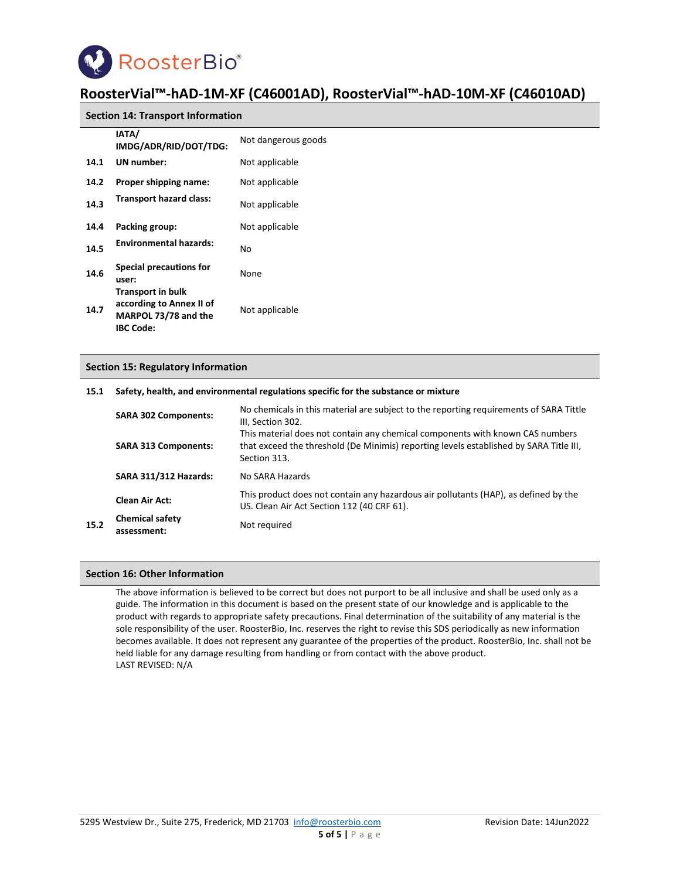# RoosterVial™-hAD-1M-XF (C46001AD), RoosterVial™-hAD-10M-XF (C46010AD)

## Section 14: Transport Information

| | | |
|---|---|---|
| | IATA/ IMDG/ADR/RID/DOT/TDG: | Not dangerous goods |
| 14.1 | UN number: | Not applicable |
| 14.2 | Proper shipping name: | Not applicable |
| 14.3 | Transport hazard class: | Not applicable |
| 14.4 | Packing group: | Not applicable |
| 14.5 | Environmental hazards: | No |
| 14.6 | Special precautions for user: | None |
| 14.7 | Transport in bulk according to Annex II of MARPOL 73/78 and the IBC Code: | Not applicable |

## Section 15: Regulatory Information

**15.1 Safety, health, and environmental regulations specific for the substance or mixture**

| | | |
|---|---|---|
| | SARA 302 Components: | No chemicals in this material are subject to the reporting requirements of SARA Tittle III, Section 302. |
| | SARA 313 Components: | This material does not contain any chemical components with known CAS numbers that exceed the threshold (De Minimis) reporting levels established by SARA Title III, Section 313. |
| | SARA 311/312 Hazards: | No SARA Hazards |
| | Clean Air Act: | This product does not contain any hazardous air pollutants (HAP), as defined by the US. Clean Air Act Section 112 (40 CRF 61). |
| 15.2 | Chemical safety assessment: | Not required |

## Section 16: Other Information

The above information is believed to be correct but does not purport to be all inclusive and shall be used only as a guide. The information in this document is based on the present state of our knowledge and is applicable to the product with regards to appropriate safety precautions. Final determination of the suitability of any material is the sole responsibility of the user. RoosterBio, Inc. reserves the right to revise this SDS periodically as new information becomes available. It does not represent any guarantee of the properties of the product. RoosterBio, Inc. shall not be held liable for any damage resulting from handling or from contact with the above product.
LAST REVISED: N/A